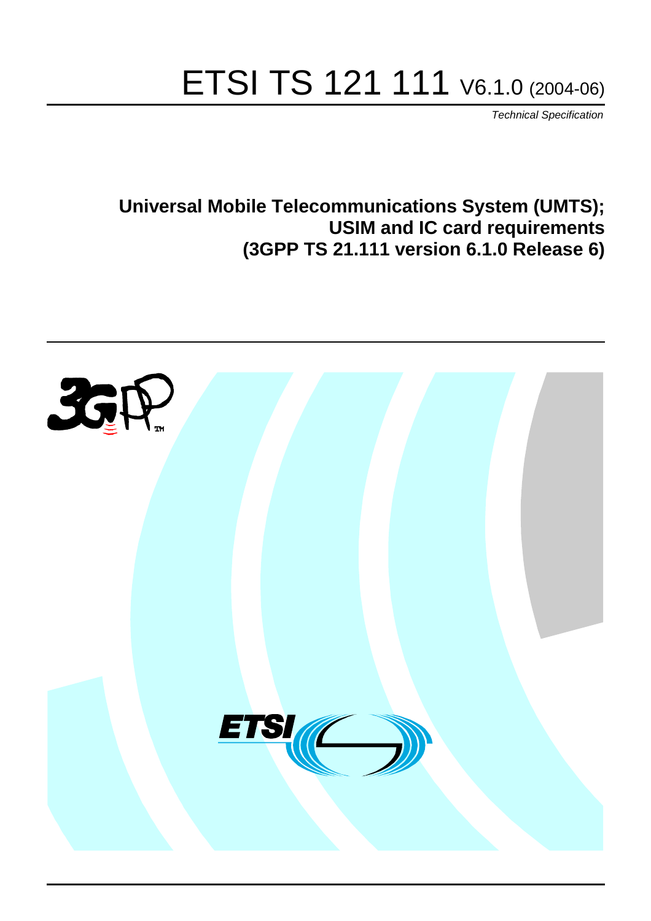# ETSI TS 121 111 V6.1.0 (2004-06)

*Technical Specification*

## Universal Mobile Telecommunications System (UMTS); USIM and IC card requirements (3GPP TS 21.111 version 6.1.0 Release 6)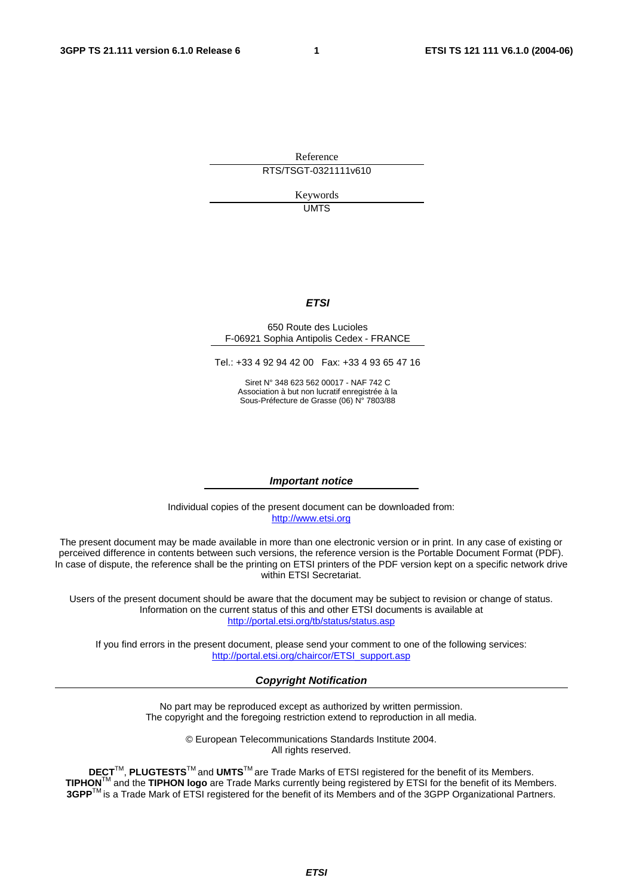Reference

RTS/TSGT-0321111v610

Keywords

UMTS

***ETSI***

650 Route des Lucioles
F-06921 Sophia Antipolis Cedex - FRANCE

Tel.: +33 4 92 94 42 00 Fax: +33 4 93 65 47 16

Siret N° 348 623 562 00017 - NAF 742 C
Association à but non lucratif enregistrée à la
Sous-Préfecture de Grasse (06) N° 7803/88

***Important notice***

Individual copies of the present document can be downloaded from:
http://www.etsi.org

The present document may be made available in more than one electronic version or in print. In any case of existing or perceived difference in contents between such versions, the reference version is the Portable Document Format (PDF). In case of dispute, the reference shall be the printing on ETSI printers of the PDF version kept on a specific network drive within ETSI Secretariat.

Users of the present document should be aware that the document may be subject to revision or change of status. Information on the current status of this and other ETSI documents is available at
http://portal.etsi.org/tb/status/status.asp

If you find errors in the present document, please send your comment to one of the following services:
http://portal.etsi.org/chaircor/ETSI_support.asp

***Copyright Notification***

No part may be reproduced except as authorized by written permission.
The copyright and the foregoing restriction extend to reproduction in all media.

© European Telecommunications Standards Institute 2004.
All rights reserved.

**DECT**TM, **PLUGTESTS**TM and **UMTS**TM are Trade Marks of ETSI registered for the benefit of its Members.
**TIPHON**TM and the **TIPHON logo** are Trade Marks currently being registered by ETSI for the benefit of its Members.
**3GPP**TM is a Trade Mark of ETSI registered for the benefit of its Members and of the 3GPP Organizational Partners.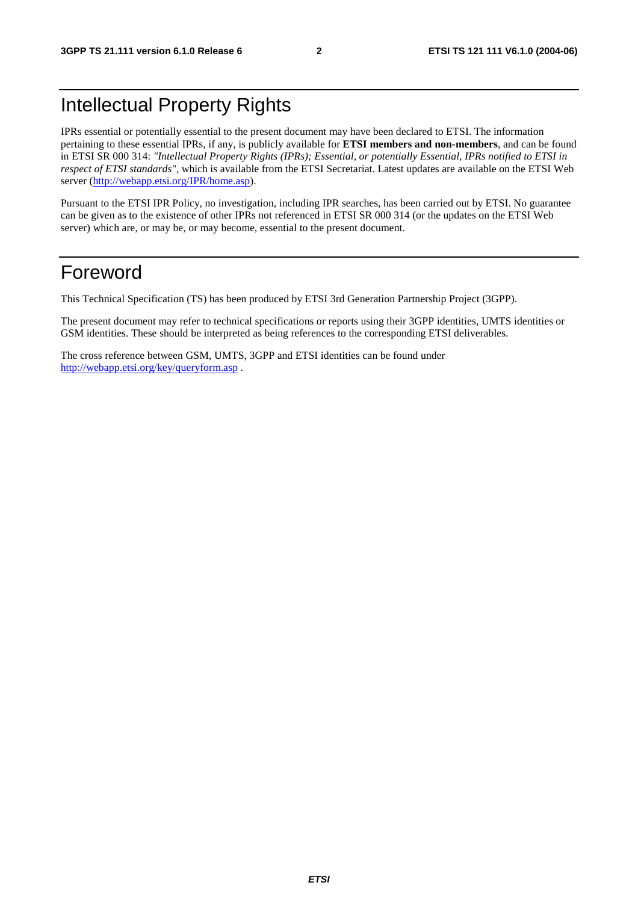# Intellectual Property Rights

IPRs essential or potentially essential to the present document may have been declared to ETSI. The information pertaining to these essential IPRs, if any, is publicly available for **ETSI members and non-members**, and can be found in ETSI SR 000 314: *"Intellectual Property Rights (IPRs); Essential, or potentially Essential, IPRs notified to ETSI in respect of ETSI standards"*, which is available from the ETSI Secretariat. Latest updates are available on the ETSI Web server (http://webapp.etsi.org/IPR/home.asp).

Pursuant to the ETSI IPR Policy, no investigation, including IPR searches, has been carried out by ETSI. No guarantee can be given as to the existence of other IPRs not referenced in ETSI SR 000 314 (or the updates on the ETSI Web server) which are, or may be, or may become, essential to the present document.

# Foreword

This Technical Specification (TS) has been produced by ETSI 3rd Generation Partnership Project (3GPP).

The present document may refer to technical specifications or reports using their 3GPP identities, UMTS identities or GSM identities. These should be interpreted as being references to the corresponding ETSI deliverables.

The cross reference between GSM, UMTS, 3GPP and ETSI identities can be found under http://webapp.etsi.org/key/queryform.asp .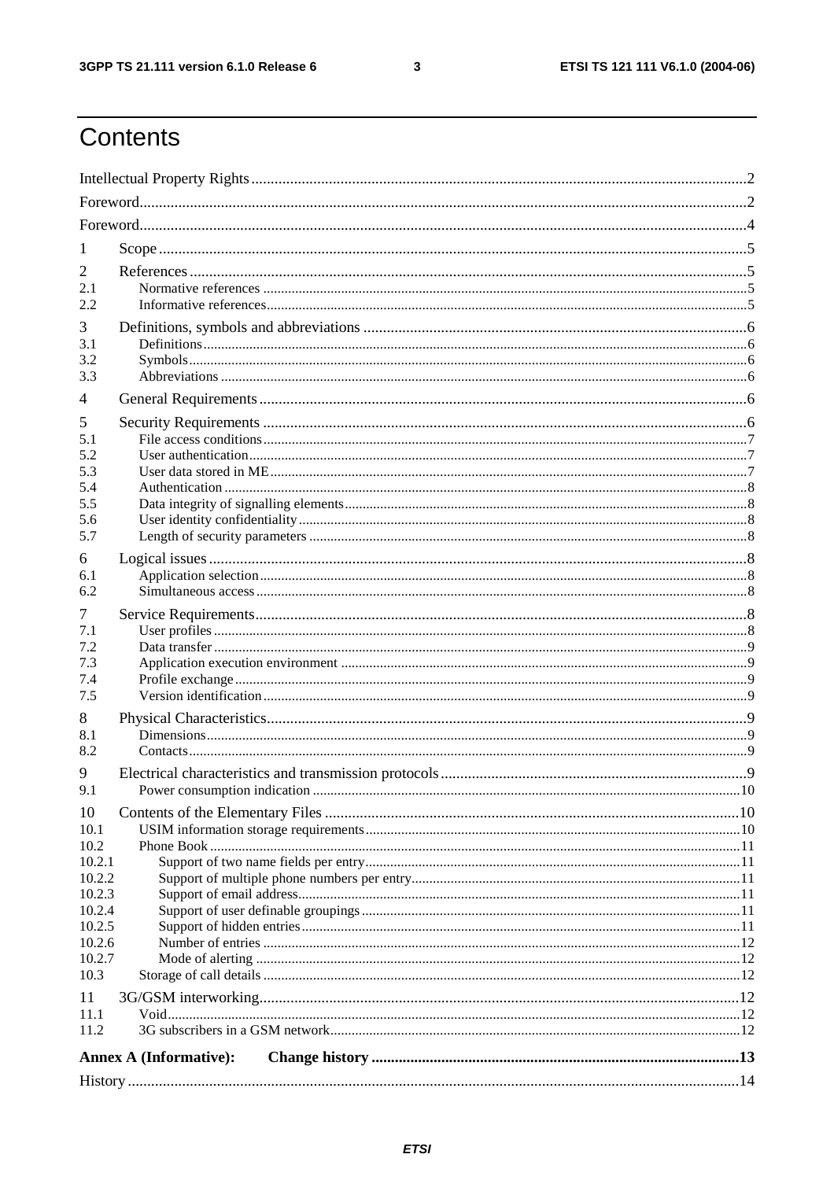# Contents

Intellectual Property Rights ..... 2
Foreword ..... 2
Foreword ..... 4
1 Scope ..... 5
2 References ..... 5
2.1 Normative references ..... 5
2.2 Informative references ..... 5
3 Definitions, symbols and abbreviations ..... 6
3.1 Definitions ..... 6
3.2 Symbols ..... 6
3.3 Abbreviations ..... 6
4 General Requirements ..... 6
5 Security Requirements ..... 6
5.1 File access conditions ..... 7
5.2 User authentication ..... 7
5.3 User data stored in ME ..... 7
5.4 Authentication ..... 8
5.5 Data integrity of signalling elements ..... 8
5.6 User identity confidentiality ..... 8
5.7 Length of security parameters ..... 8
6 Logical issues ..... 8
6.1 Application selection ..... 8
6.2 Simultaneous access ..... 8
7 Service Requirements ..... 8
7.1 User profiles ..... 8
7.2 Data transfer ..... 9
7.3 Application execution environment ..... 9
7.4 Profile exchange ..... 9
7.5 Version identification ..... 9
8 Physical Characteristics ..... 9
8.1 Dimensions ..... 9
8.2 Contacts ..... 9
9 Electrical characteristics and transmission protocols ..... 9
9.1 Power consumption indication ..... 10
10 Contents of the Elementary Files ..... 10
10.1 USIM information storage requirements ..... 10
10.2 Phone Book ..... 11
10.2.1 Support of two name fields per entry ..... 11
10.2.2 Support of multiple phone numbers per entry ..... 11
10.2.3 Support of email address ..... 11
10.2.4 Support of user definable groupings ..... 11
10.2.5 Support of hidden entries ..... 11
10.2.6 Number of entries ..... 12
10.2.7 Mode of alerting ..... 12
10.3 Storage of call details ..... 12
11 3G/GSM interworking ..... 12
11.1 Void ..... 12
11.2 3G subscribers in a GSM network ..... 12
**Annex A (Informative): Change history ..... 13**
History ..... 14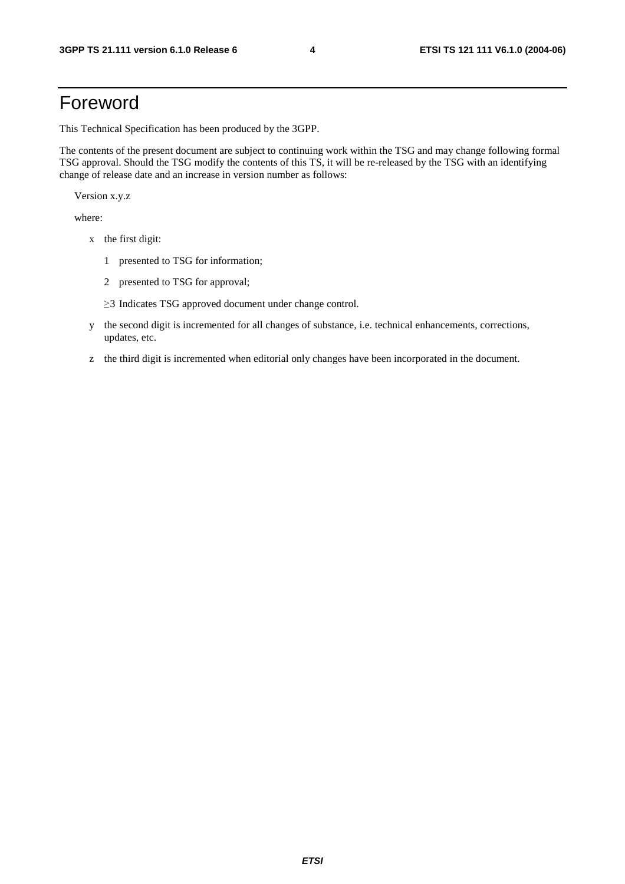# Foreword

This Technical Specification has been produced by the 3GPP.

The contents of the present document are subject to continuing work within the TSG and may change following formal TSG approval. Should the TSG modify the contents of this TS, it will be re-released by the TSG with an identifying change of release date and an increase in version number as follows:

Version x.y.z

where:

- x the first digit:
  - 1 presented to TSG for information;
  - 2 presented to TSG for approval;
  - ≥3 Indicates TSG approved document under change control.
- y the second digit is incremented for all changes of substance, i.e. technical enhancements, corrections, updates, etc.
- z the third digit is incremented when editorial only changes have been incorporated in the document.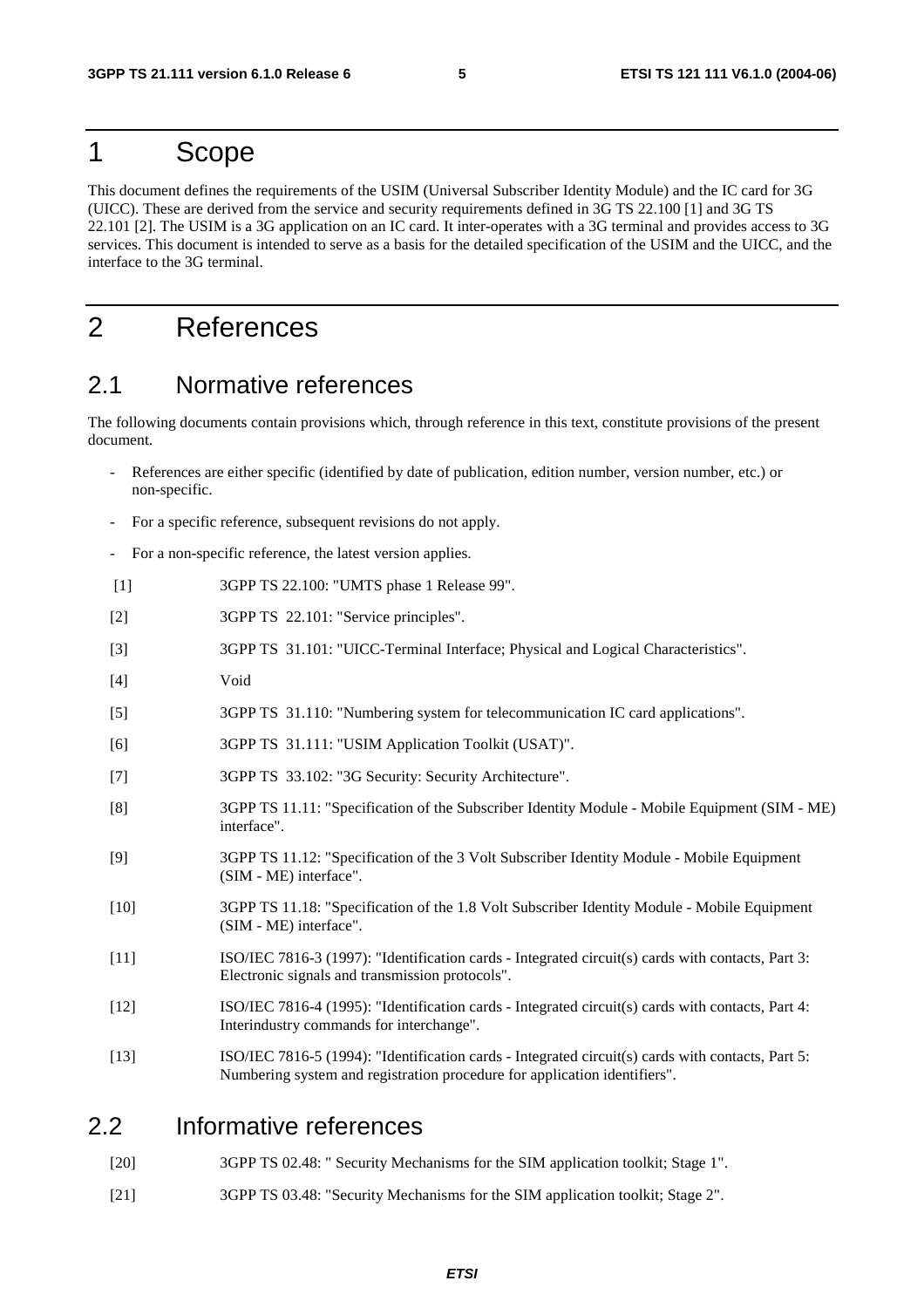# 1 Scope

This document defines the requirements of the USIM (Universal Subscriber Identity Module) and the IC card for 3G (UICC). These are derived from the service and security requirements defined in 3G TS 22.100 [1] and 3G TS 22.101 [2]. The USIM is a 3G application on an IC card. It inter-operates with a 3G terminal and provides access to 3G services. This document is intended to serve as a basis for the detailed specification of the USIM and the UICC, and the interface to the 3G terminal.

# 2 References

## 2.1 Normative references

The following documents contain provisions which, through reference in this text, constitute provisions of the present document.

- References are either specific (identified by date of publication, edition number, version number, etc.) or non-specific.
- For a specific reference, subsequent revisions do not apply.
- For a non-specific reference, the latest version applies.

[1] 3GPP TS 22.100: "UMTS phase 1 Release 99".

[2] 3GPP TS 22.101: "Service principles".

[3] 3GPP TS 31.101: "UICC-Terminal Interface; Physical and Logical Characteristics".

[4] Void

[5] 3GPP TS 31.110: "Numbering system for telecommunication IC card applications".

[6] 3GPP TS 31.111: "USIM Application Toolkit (USAT)".

[7] 3GPP TS 33.102: "3G Security: Security Architecture".

[8] 3GPP TS 11.11: "Specification of the Subscriber Identity Module - Mobile Equipment (SIM - ME) interface".

[9] 3GPP TS 11.12: "Specification of the 3 Volt Subscriber Identity Module - Mobile Equipment (SIM - ME) interface".

[10] 3GPP TS 11.18: "Specification of the 1.8 Volt Subscriber Identity Module - Mobile Equipment (SIM - ME) interface".

[11] ISO/IEC 7816-3 (1997): "Identification cards - Integrated circuit(s) cards with contacts, Part 3: Electronic signals and transmission protocols".

[12] ISO/IEC 7816-4 (1995): "Identification cards - Integrated circuit(s) cards with contacts, Part 4: Interindustry commands for interchange".

[13] ISO/IEC 7816-5 (1994): "Identification cards - Integrated circuit(s) cards with contacts, Part 5: Numbering system and registration procedure for application identifiers".

## 2.2 Informative references

[20] 3GPP TS 02.48: " Security Mechanisms for the SIM application toolkit; Stage 1".

[21] 3GPP TS 03.48: "Security Mechanisms for the SIM application toolkit; Stage 2".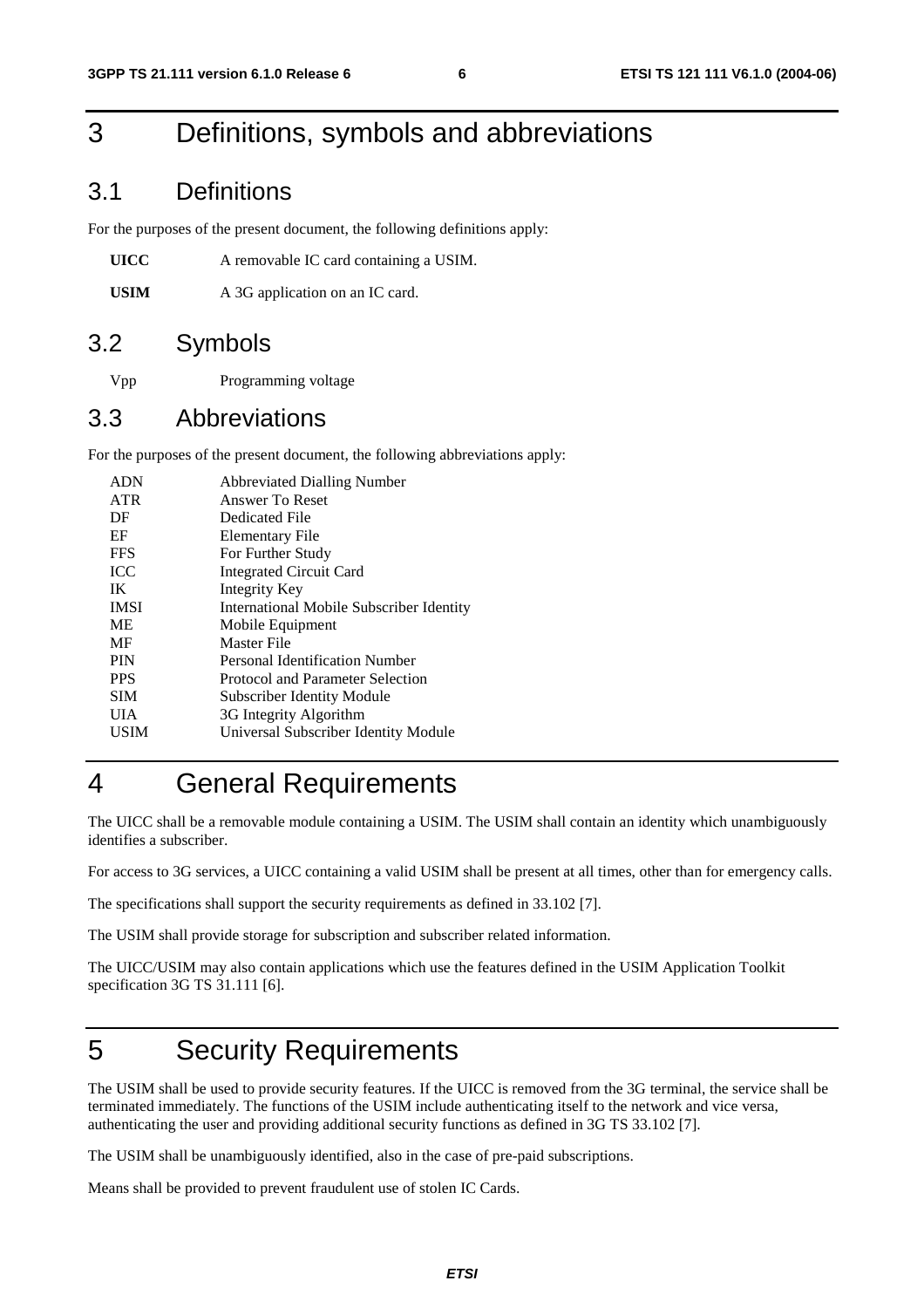# 3 Definitions, symbols and abbreviations

## 3.1 Definitions

For the purposes of the present document, the following definitions apply:

**UICC** A removable IC card containing a USIM.

**USIM** A 3G application on an IC card.

## 3.2 Symbols

Vpp Programming voltage

## 3.3 Abbreviations

For the purposes of the present document, the following abbreviations apply:

| | |
|---|---|
| ADN | Abbreviated Dialling Number |
| ATR | Answer To Reset |
| DF | Dedicated File |
| EF | Elementary File |
| FFS | For Further Study |
| ICC | Integrated Circuit Card |
| IK | Integrity Key |
| IMSI | International Mobile Subscriber Identity |
| ME | Mobile Equipment |
| MF | Master File |
| PIN | Personal Identification Number |
| PPS | Protocol and Parameter Selection |
| SIM | Subscriber Identity Module |
| UIA | 3G Integrity Algorithm |
| USIM | Universal Subscriber Identity Module |

# 4 General Requirements

The UICC shall be a removable module containing a USIM. The USIM shall contain an identity which unambiguously identifies a subscriber.

For access to 3G services, a UICC containing a valid USIM shall be present at all times, other than for emergency calls.

The specifications shall support the security requirements as defined in 33.102 [7].

The USIM shall provide storage for subscription and subscriber related information.

The UICC/USIM may also contain applications which use the features defined in the USIM Application Toolkit specification 3G TS 31.111 [6].

# 5 Security Requirements

The USIM shall be used to provide security features. If the UICC is removed from the 3G terminal, the service shall be terminated immediately. The functions of the USIM include authenticating itself to the network and vice versa, authenticating the user and providing additional security functions as defined in 3G TS 33.102 [7].

The USIM shall be unambiguously identified, also in the case of pre-paid subscriptions.

Means shall be provided to prevent fraudulent use of stolen IC Cards.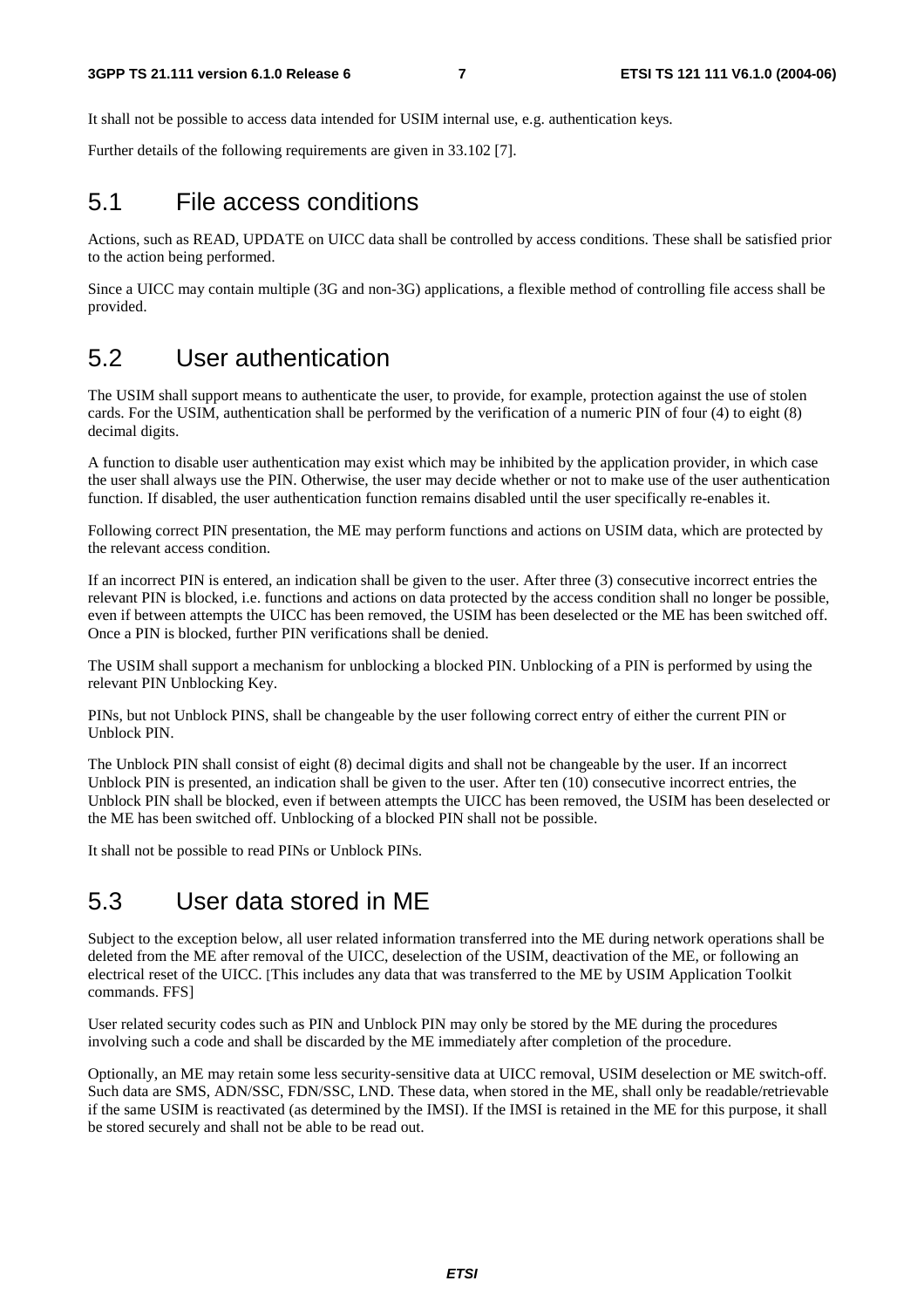It shall not be possible to access data intended for USIM internal use, e.g. authentication keys.

Further details of the following requirements are given in 33.102 [7].

## 5.1 File access conditions

Actions, such as READ, UPDATE on UICC data shall be controlled by access conditions. These shall be satisfied prior to the action being performed.

Since a UICC may contain multiple (3G and non-3G) applications, a flexible method of controlling file access shall be provided.

## 5.2 User authentication

The USIM shall support means to authenticate the user, to provide, for example, protection against the use of stolen cards. For the USIM, authentication shall be performed by the verification of a numeric PIN of four (4) to eight (8) decimal digits.

A function to disable user authentication may exist which may be inhibited by the application provider, in which case the user shall always use the PIN. Otherwise, the user may decide whether or not to make use of the user authentication function. If disabled, the user authentication function remains disabled until the user specifically re-enables it.

Following correct PIN presentation, the ME may perform functions and actions on USIM data, which are protected by the relevant access condition.

If an incorrect PIN is entered, an indication shall be given to the user. After three (3) consecutive incorrect entries the relevant PIN is blocked, i.e. functions and actions on data protected by the access condition shall no longer be possible, even if between attempts the UICC has been removed, the USIM has been deselected or the ME has been switched off. Once a PIN is blocked, further PIN verifications shall be denied.

The USIM shall support a mechanism for unblocking a blocked PIN. Unblocking of a PIN is performed by using the relevant PIN Unblocking Key.

PINs, but not Unblock PINS, shall be changeable by the user following correct entry of either the current PIN or Unblock PIN.

The Unblock PIN shall consist of eight (8) decimal digits and shall not be changeable by the user. If an incorrect Unblock PIN is presented, an indication shall be given to the user. After ten (10) consecutive incorrect entries, the Unblock PIN shall be blocked, even if between attempts the UICC has been removed, the USIM has been deselected or the ME has been switched off. Unblocking of a blocked PIN shall not be possible.

It shall not be possible to read PINs or Unblock PINs.

## 5.3 User data stored in ME

Subject to the exception below, all user related information transferred into the ME during network operations shall be deleted from the ME after removal of the UICC, deselection of the USIM, deactivation of the ME, or following an electrical reset of the UICC. [This includes any data that was transferred to the ME by USIM Application Toolkit commands. FFS]

User related security codes such as PIN and Unblock PIN may only be stored by the ME during the procedures involving such a code and shall be discarded by the ME immediately after completion of the procedure.

Optionally, an ME may retain some less security-sensitive data at UICC removal, USIM deselection or ME switch-off. Such data are SMS, ADN/SSC, FDN/SSC, LND. These data, when stored in the ME, shall only be readable/retrievable if the same USIM is reactivated (as determined by the IMSI). If the IMSI is retained in the ME for this purpose, it shall be stored securely and shall not be able to be read out.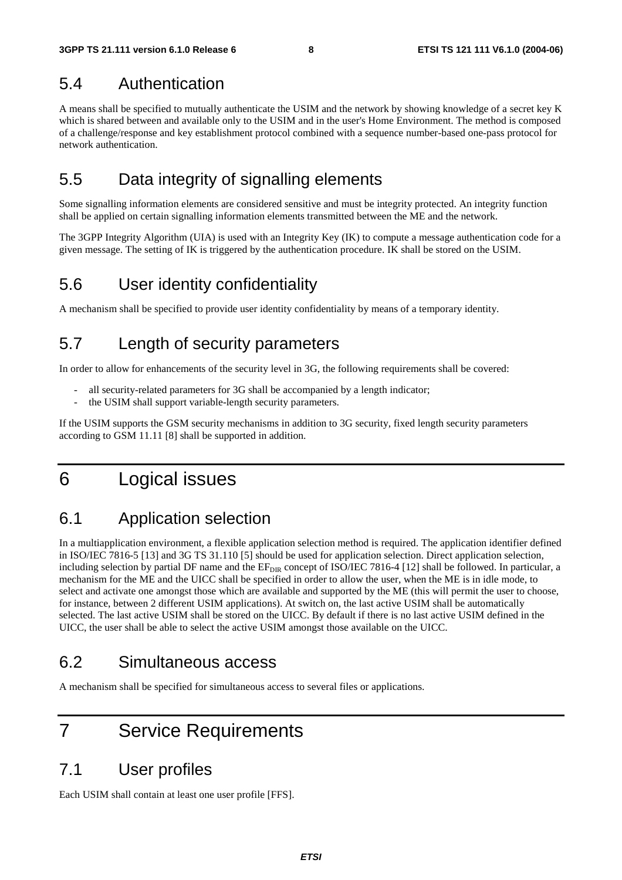## 5.4 Authentication

A means shall be specified to mutually authenticate the USIM and the network by showing knowledge of a secret key K which is shared between and available only to the USIM and in the user's Home Environment. The method is composed of a challenge/response and key establishment protocol combined with a sequence number-based one-pass protocol for network authentication.

## 5.5 Data integrity of signalling elements

Some signalling information elements are considered sensitive and must be integrity protected. An integrity function shall be applied on certain signalling information elements transmitted between the ME and the network.

The 3GPP Integrity Algorithm (UIA) is used with an Integrity Key (IK) to compute a message authentication code for a given message. The setting of IK is triggered by the authentication procedure. IK shall be stored on the USIM.

## 5.6 User identity confidentiality

A mechanism shall be specified to provide user identity confidentiality by means of a temporary identity.

## 5.7 Length of security parameters

In order to allow for enhancements of the security level in 3G, the following requirements shall be covered:

- all security-related parameters for 3G shall be accompanied by a length indicator;
- the USIM shall support variable-length security parameters.

If the USIM supports the GSM security mechanisms in addition to 3G security, fixed length security parameters according to GSM 11.11 [8] shall be supported in addition.

# 6 Logical issues

## 6.1 Application selection

In a multiapplication environment, a flexible application selection method is required. The application identifier defined in ISO/IEC 7816-5 [13] and 3G TS 31.110 [5] should be used for application selection. Direct application selection, including selection by partial DF name and the $EF_{DIR}$ concept of ISO/IEC 7816-4 [12] shall be followed. In particular, a mechanism for the ME and the UICC shall be specified in order to allow the user, when the ME is in idle mode, to select and activate one amongst those which are available and supported by the ME (this will permit the user to choose, for instance, between 2 different USIM applications). At switch on, the last active USIM shall be automatically selected. The last active USIM shall be stored on the UICC. By default if there is no last active USIM defined in the UICC, the user shall be able to select the active USIM amongst those available on the UICC.

## 6.2 Simultaneous access

A mechanism shall be specified for simultaneous access to several files or applications.

# 7 Service Requirements

## 7.1 User profiles

Each USIM shall contain at least one user profile [FFS].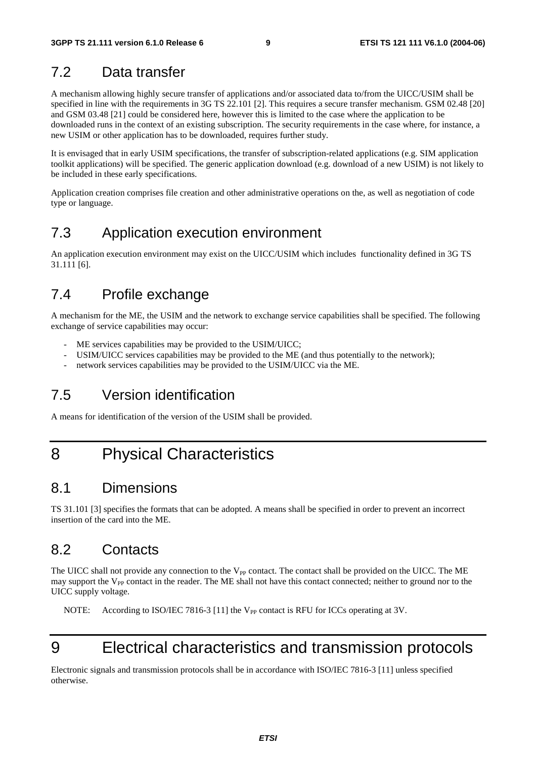## 7.2 Data transfer

A mechanism allowing highly secure transfer of applications and/or associated data to/from the UICC/USIM shall be specified in line with the requirements in 3G TS 22.101 [2]. This requires a secure transfer mechanism. GSM 02.48 [20] and GSM 03.48 [21] could be considered here, however this is limited to the case where the application to be downloaded runs in the context of an existing subscription. The security requirements in the case where, for instance, a new USIM or other application has to be downloaded, requires further study.

It is envisaged that in early USIM specifications, the transfer of subscription-related applications (e.g. SIM application toolkit applications) will be specified. The generic application download (e.g. download of a new USIM) is not likely to be included in these early specifications.

Application creation comprises file creation and other administrative operations on the, as well as negotiation of code type or language.

## 7.3 Application execution environment

An application execution environment may exist on the UICC/USIM which includes functionality defined in 3G TS 31.111 [6].

## 7.4 Profile exchange

A mechanism for the ME, the USIM and the network to exchange service capabilities shall be specified. The following exchange of service capabilities may occur:

- ME services capabilities may be provided to the USIM/UICC;
- USIM/UICC services capabilities may be provided to the ME (and thus potentially to the network);
- network services capabilities may be provided to the USIM/UICC via the ME.

## 7.5 Version identification

A means for identification of the version of the USIM shall be provided.

# 8 Physical Characteristics

## 8.1 Dimensions

TS 31.101 [3] specifies the formats that can be adopted. A means shall be specified in order to prevent an incorrect insertion of the card into the ME.

## 8.2 Contacts

The UICC shall not provide any connection to the $V_{PP}$ contact. The contact shall be provided on the UICC. The ME may support the $V_{PP}$ contact in the reader. The ME shall not have this contact connected; neither to ground nor to the UICC supply voltage.

NOTE: According to ISO/IEC 7816-3 [11] the $V_{PP}$ contact is RFU for ICCs operating at 3V.

# 9 Electrical characteristics and transmission protocols

Electronic signals and transmission protocols shall be in accordance with ISO/IEC 7816-3 [11] unless specified otherwise.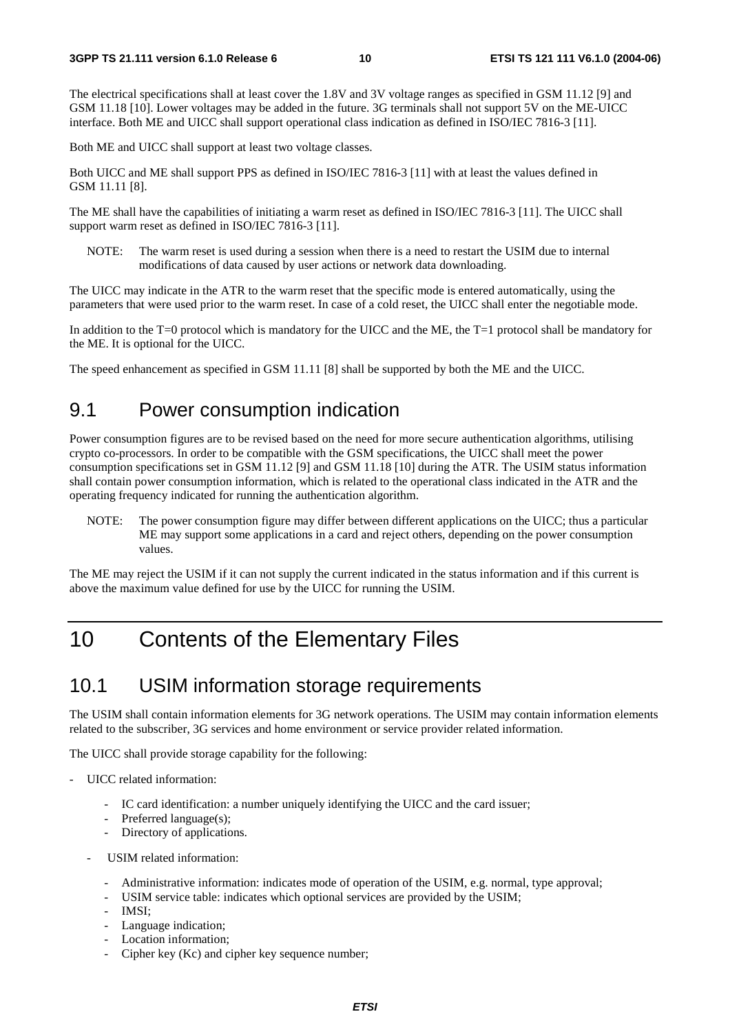The electrical specifications shall at least cover the 1.8V and 3V voltage ranges as specified in GSM 11.12 [9] and GSM 11.18 [10]. Lower voltages may be added in the future. 3G terminals shall not support 5V on the ME-UICC interface. Both ME and UICC shall support operational class indication as defined in ISO/IEC 7816-3 [11].

Both ME and UICC shall support at least two voltage classes.

Both UICC and ME shall support PPS as defined in ISO/IEC 7816-3 [11] with at least the values defined in GSM 11.11 [8].

The ME shall have the capabilities of initiating a warm reset as defined in ISO/IEC 7816-3 [11]. The UICC shall support warm reset as defined in ISO/IEC 7816-3 [11].

NOTE: The warm reset is used during a session when there is a need to restart the USIM due to internal modifications of data caused by user actions or network data downloading.

The UICC may indicate in the ATR to the warm reset that the specific mode is entered automatically, using the parameters that were used prior to the warm reset. In case of a cold reset, the UICC shall enter the negotiable mode.

In addition to the T=0 protocol which is mandatory for the UICC and the ME, the T=1 protocol shall be mandatory for the ME. It is optional for the UICC.

The speed enhancement as specified in GSM 11.11 [8] shall be supported by both the ME and the UICC.

## 9.1 Power consumption indication

Power consumption figures are to be revised based on the need for more secure authentication algorithms, utilising crypto co-processors. In order to be compatible with the GSM specifications, the UICC shall meet the power consumption specifications set in GSM 11.12 [9] and GSM 11.18 [10] during the ATR. The USIM status information shall contain power consumption information, which is related to the operational class indicated in the ATR and the operating frequency indicated for running the authentication algorithm.

NOTE: The power consumption figure may differ between different applications on the UICC; thus a particular ME may support some applications in a card and reject others, depending on the power consumption values.

The ME may reject the USIM if it can not supply the current indicated in the status information and if this current is above the maximum value defined for use by the UICC for running the USIM.

# 10 Contents of the Elementary Files

## 10.1 USIM information storage requirements

The USIM shall contain information elements for 3G network operations. The USIM may contain information elements related to the subscriber, 3G services and home environment or service provider related information.

The UICC shall provide storage capability for the following:

- UICC related information:
  - IC card identification: a number uniquely identifying the UICC and the card issuer;
  - Preferred language(s);
  - Directory of applications.
- USIM related information:
  - Administrative information: indicates mode of operation of the USIM, e.g. normal, type approval;
  - USIM service table: indicates which optional services are provided by the USIM;
  - IMSI;
  - Language indication;
  - Location information;
  - Cipher key (Kc) and cipher key sequence number;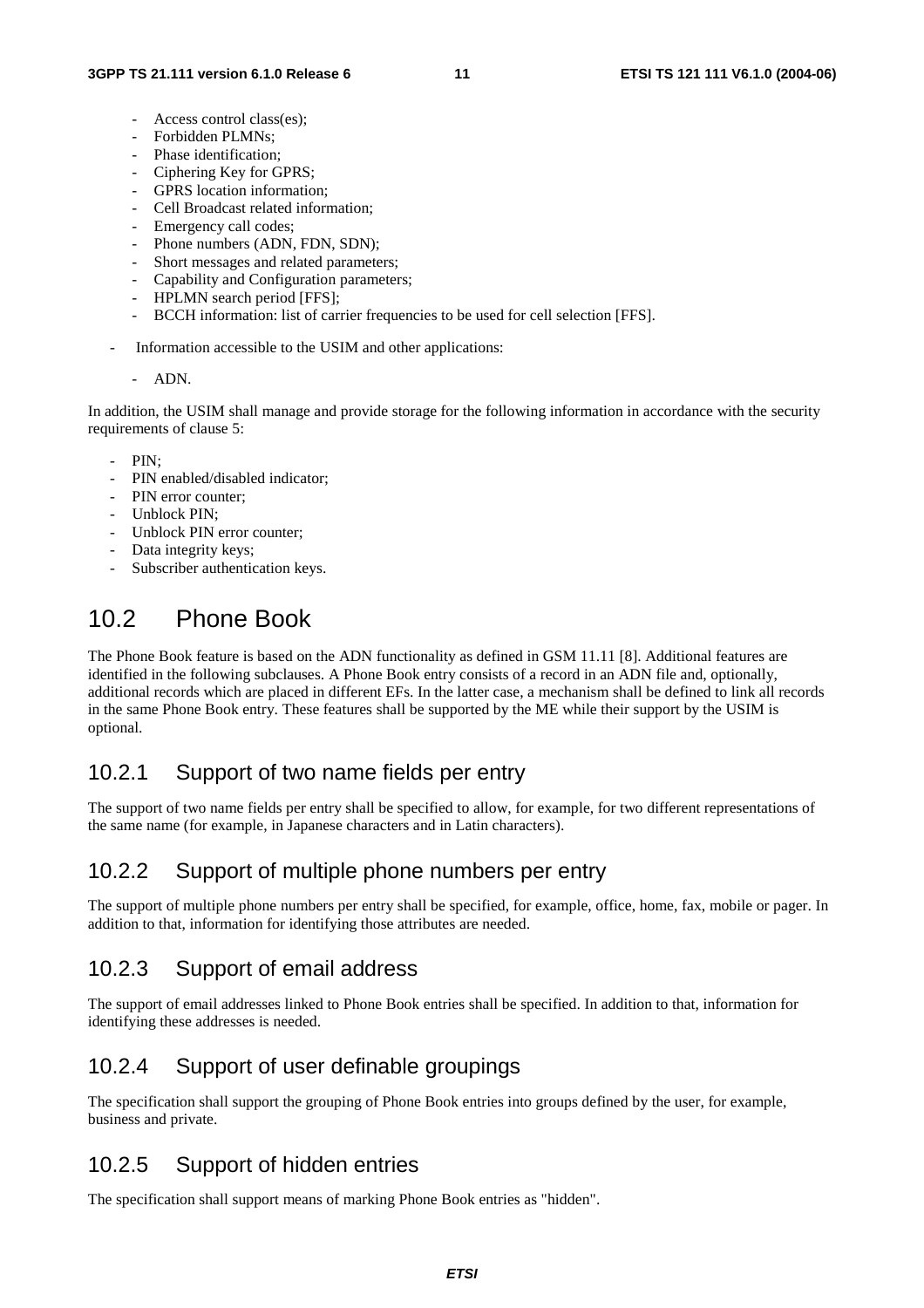- Access control class(es);
- Forbidden PLMNs;
- Phase identification;
- Ciphering Key for GPRS;
- GPRS location information;
- Cell Broadcast related information;
- Emergency call codes;
- Phone numbers (ADN, FDN, SDN);
- Short messages and related parameters;
- Capability and Configuration parameters;
- HPLMN search period [FFS];
- BCCH information: list of carrier frequencies to be used for cell selection [FFS].

- Information accessible to the USIM and other applications:
  - ADN.

In addition, the USIM shall manage and provide storage for the following information in accordance with the security requirements of clause 5:

- PIN;
- PIN enabled/disabled indicator;
- PIN error counter;
- Unblock PIN;
- Unblock PIN error counter;
- Data integrity keys;
- Subscriber authentication keys.

## 10.2 Phone Book

The Phone Book feature is based on the ADN functionality as defined in GSM 11.11 [8]. Additional features are identified in the following subclauses. A Phone Book entry consists of a record in an ADN file and, optionally, additional records which are placed in different EFs. In the latter case, a mechanism shall be defined to link all records in the same Phone Book entry. These features shall be supported by the ME while their support by the USIM is optional.

### 10.2.1 Support of two name fields per entry

The support of two name fields per entry shall be specified to allow, for example, for two different representations of the same name (for example, in Japanese characters and in Latin characters).

### 10.2.2 Support of multiple phone numbers per entry

The support of multiple phone numbers per entry shall be specified, for example, office, home, fax, mobile or pager. In addition to that, information for identifying those attributes are needed.

### 10.2.3 Support of email address

The support of email addresses linked to Phone Book entries shall be specified. In addition to that, information for identifying these addresses is needed.

### 10.2.4 Support of user definable groupings

The specification shall support the grouping of Phone Book entries into groups defined by the user, for example, business and private.

### 10.2.5 Support of hidden entries

The specification shall support means of marking Phone Book entries as "hidden".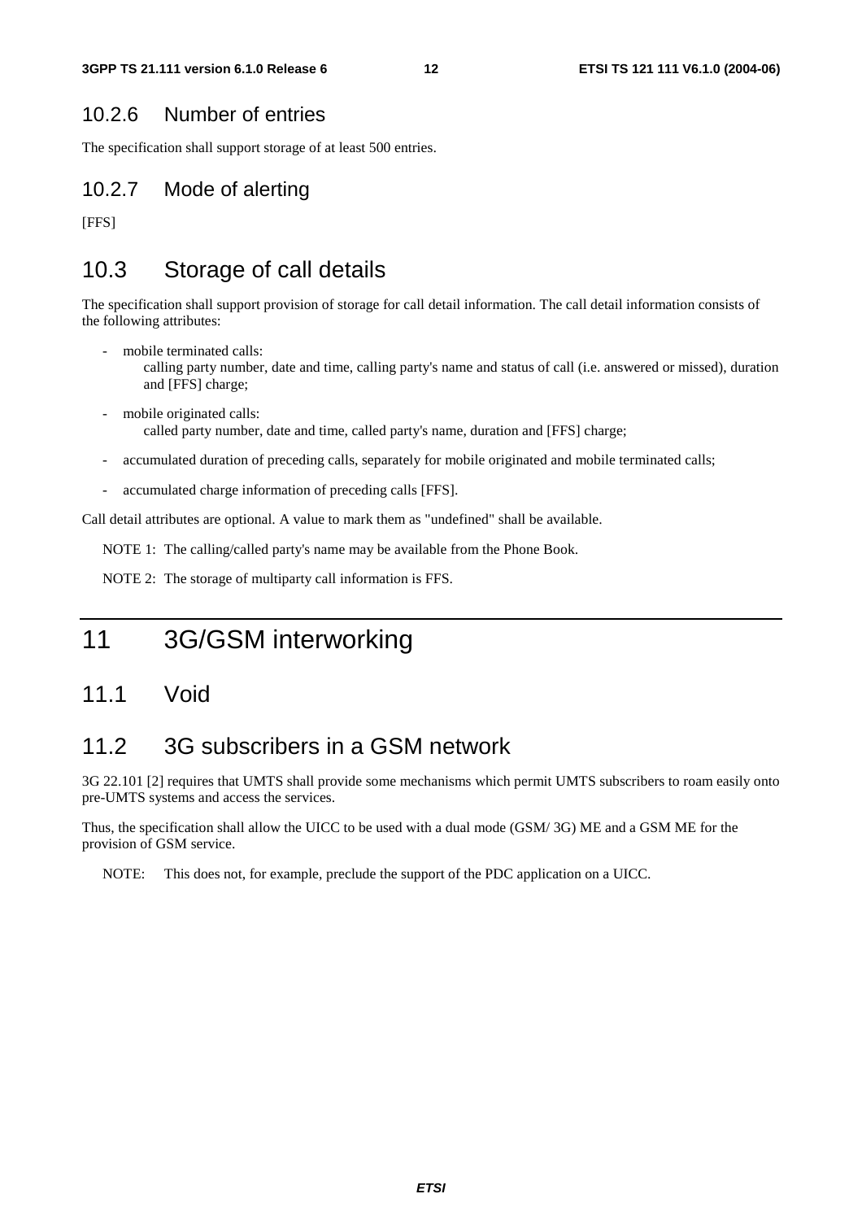### 10.2.6 Number of entries

The specification shall support storage of at least 500 entries.

### 10.2.7 Mode of alerting

[FFS]

## 10.3 Storage of call details

The specification shall support provision of storage for call detail information. The call detail information consists of the following attributes:

- mobile terminated calls:
  calling party number, date and time, calling party's name and status of call (i.e. answered or missed), duration and [FFS] charge;

- mobile originated calls:
  called party number, date and time, called party's name, duration and [FFS] charge;

- accumulated duration of preceding calls, separately for mobile originated and mobile terminated calls;

- accumulated charge information of preceding calls [FFS].

Call detail attributes are optional. A value to mark them as "undefined" shall be available.

NOTE 1: The calling/called party's name may be available from the Phone Book.

NOTE 2: The storage of multiparty call information is FFS.

# 11 3G/GSM interworking

## 11.1 Void

## 11.2 3G subscribers in a GSM network

3G 22.101 [2] requires that UMTS shall provide some mechanisms which permit UMTS subscribers to roam easily onto pre-UMTS systems and access the services.

Thus, the specification shall allow the UICC to be used with a dual mode (GSM/ 3G) ME and a GSM ME for the provision of GSM service.

NOTE: This does not, for example, preclude the support of the PDC application on a UICC.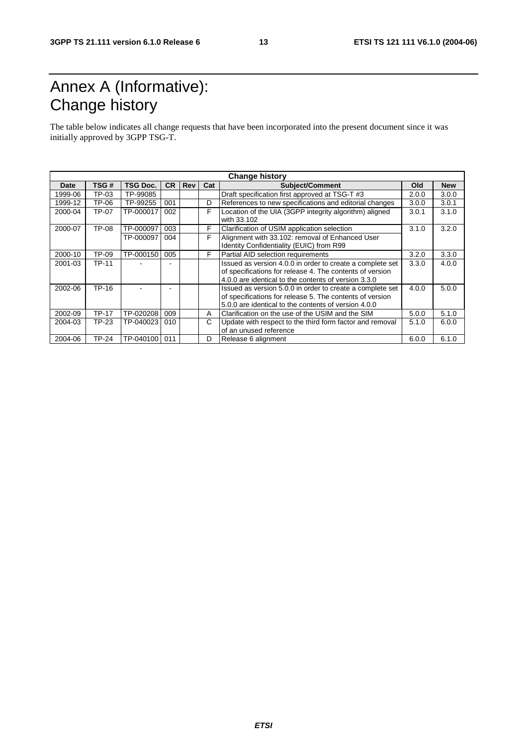# Annex A (Informative): Change history

The table below indicates all change requests that have been incorporated into the present document since it was initially approved by 3GPP TSG-T.

| Change history | | | | | | | | |
|---|---|---|---|---|---|---|---|---|
| **Date** | **TSG #** | **TSG Doc.** | **CR** | **Rev** | **Cat** | **Subject/Comment** | **Old** | **New** |
| 1999-06 | TP-03 | TP-99085 | | | | Draft specification first approved at TSG-T #3 | 2.0.0 | 3.0.0 |
| 1999-12 | TP-06 | TP-99255 | 001 | | D | References to new specifications and editorial changes | 3.0.0 | 3.0.1 |
| 2000-04 | TP-07 | TP-000017 | 002 | | F | Location of the UIA (3GPP integrity algorithm) aligned with 33.102 | 3.0.1 | 3.1.0 |
| 2000-07 | TP-08 | TP-000097 | 003 | | F | Clarification of USIM application selection | 3.1.0 | 3.2.0 |
| | | TP-000097 | 004 | | F | Alignment with 33.102: removal of Enhanced User Identity Confidentiality (EUIC) from R99 | | |
| 2000-10 | TP-09 | TP-000150 | 005 | | F | Partial AID selection requirements | 3.2.0 | 3.3.0 |
| 2001-03 | TP-11 | - | - | | | Issued as version 4.0.0 in order to create a complete set of specifications for release 4. The contents of version 4.0.0 are identical to the contents of version 3.3.0 | 3.3.0 | 4.0.0 |
| 2002-06 | TP-16 | - | - | | | Issued as version 5.0.0 in order to create a complete set of specifications for release 5. The contents of version 5.0.0 are identical to the contents of version 4.0.0 | 4.0.0 | 5.0.0 |
| 2002-09 | TP-17 | TP-020208 | 009 | | A | Clarification on the use of the USIM and the SIM | 5.0.0 | 5.1.0 |
| 2004-03 | TP-23 | TP-040023 | 010 | | C | Update with respect to the third form factor and removal of an unused reference | 5.1.0 | 6.0.0 |
| 2004-06 | TP-24 | TP-040100 | 011 | | D | Release 6 alignment | 6.0.0 | 6.1.0 |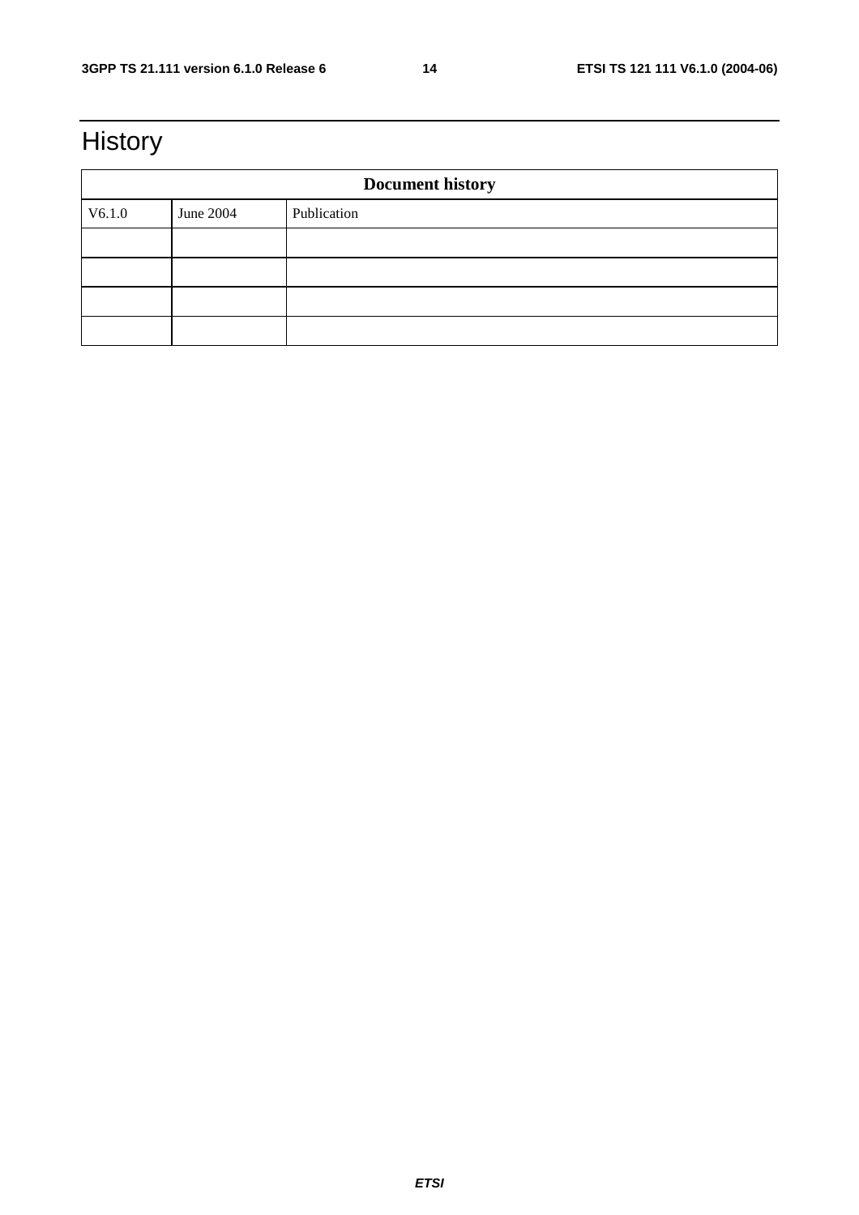# History

| Document history | | |
|---|---|---|
| V6.1.0 | June 2004 | Publication |
| | | |
| | | |
| | | |
| | | |